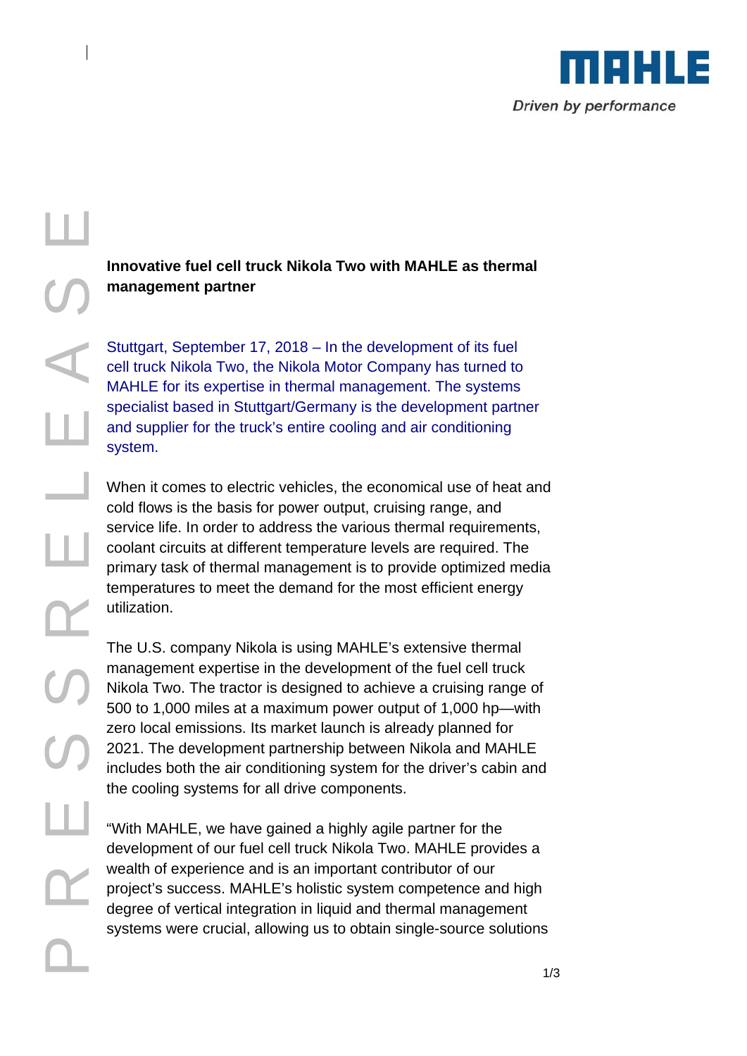**Innovative fuel cell truck Nikola Two with MAHLE as thermal management partner**

Stuttgart, September 17, 2018 – In the development of its fuel cell truck Nikola Two, the Nikola Motor Company has turned to MAHLE for its expertise in thermal management. The systems specialist based in Stuttgart/Germany is the development partner and supplier for the truck's entire cooling and air conditioning system.

When it comes to electric vehicles, the economical use of heat and cold flows is the basis for power output, cruising range, and service life. In order to address the various thermal requirements, coolant circuits at different temperature levels are required. The primary task of thermal management is to provide optimized media temperatures to meet the demand for the most efficient energy utilization.

The U.S. company Nikola is using MAHLE's extensive thermal management expertise in the development of the fuel cell truck Nikola Two. The tractor is designed to achieve a cruising range of 500 to 1,000 miles at a maximum power output of 1,000 hp—with zero local emissions. Its market launch is already planned for 2021. The development partnership between Nikola and MAHLE includes both the air conditioning system for the driver's cabin and the cooling systems for all drive components.

"With MAHLE, we have gained a highly agile partner for the development of our fuel cell truck Nikola Two. MAHLE provides a wealth of experience and is an important contributor of our project's success. MAHLE's holistic system competence and high degree of vertical integration in liquid and thermal management systems were crucial, allowing us to obtain single-source solutions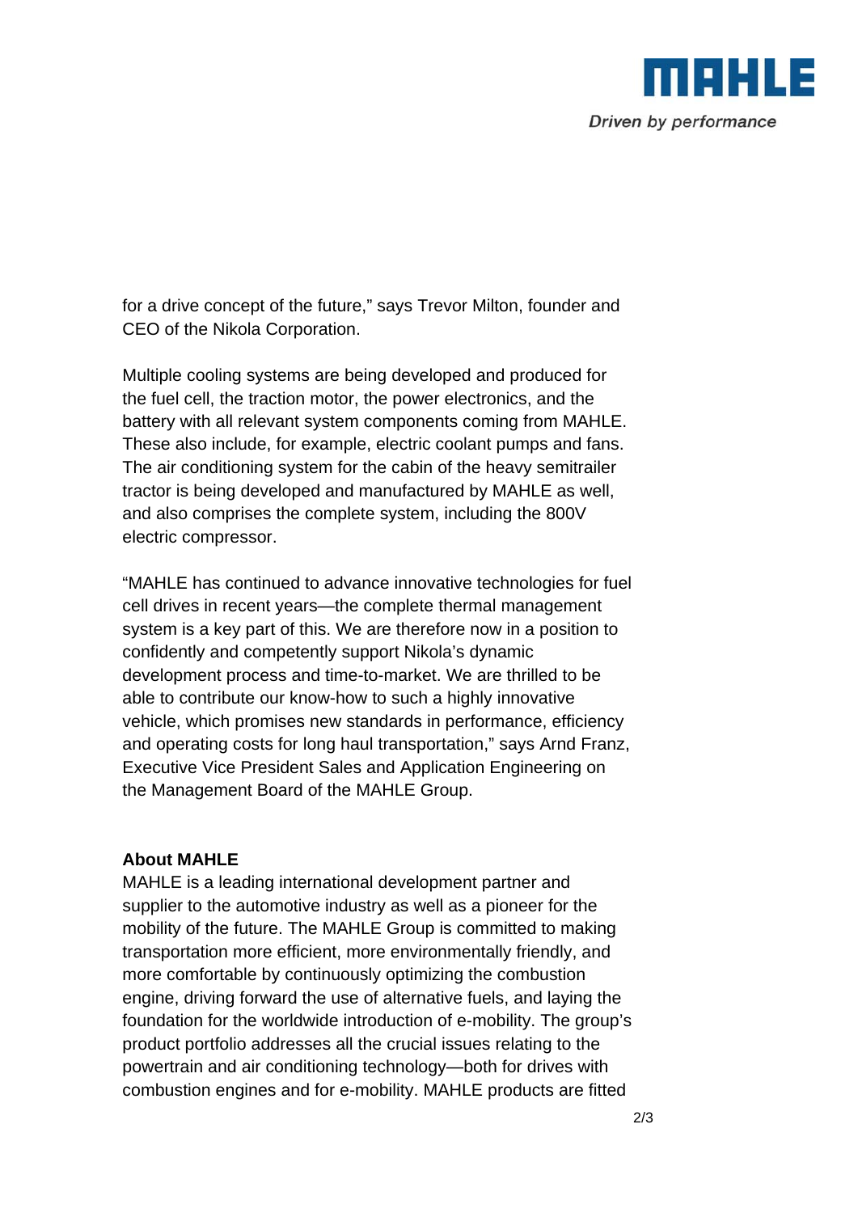for a drive concept of the future," says Trevor Milton, founder and CEO of the Nikola Corporation.

Multiple cooling systems are being developed and produced for the fuel cell, the traction motor, the power electronics, and the battery with all relevant system components coming from MAHLE. These also include, for example, electric coolant pumps and fans. The air conditioning system for the cabin of the heavy semitrailer tractor is being developed and manufactured by MAHLE as well, and also comprises the complete system, including the 800V electric compressor.

"MAHLE has continued to advance innovative technologies for fuel cell drives in recent years—the complete thermal management system is a key part of this. We are therefore now in a position to confidently and competently support Nikola's dynamic development process and time-to-market. We are thrilled to be able to contribute our know-how to such a highly innovative vehicle, which promises new standards in performance, efficiency and operating costs for long haul transportation," says Arnd Franz, Executive Vice President Sales and Application Engineering on the Management Board of the MAHLE Group.

**About MAHLE**

MAHLE is a leading international development partner and supplier to the automotive industry as well as a pioneer for the mobility of the future. The MAHLE Group is committed to making transportation more efficient, more environmentally friendly, and more comfortable by continuously optimizing the combustion engine, driving forward the use of alternative fuels, and laying the foundation for the worldwide introduction of e-mobility. The group's product portfolio addresses all the crucial issues relating to the powertrain and air conditioning technology—both for drives with combustion engines and for e-mobility. MAHLE products are fitted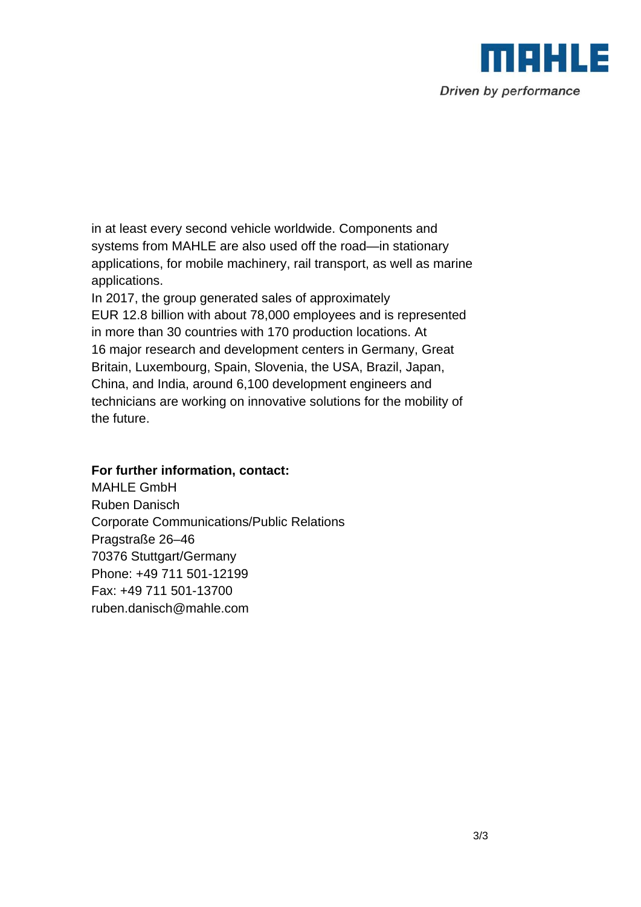in at least every second vehicle worldwide. Components and systems from MAHLE are also used off the road—in stationary applications, for mobile machinery, rail transport, as well as marine applications.

In 2017, the group generated sales of approximately EUR 12.8 billion with about 78,000 employees and is represented in more than 30 countries with 170 production locations. At 16 major research and development centers in Germany, Great Britain, Luxembourg, Spain, Slovenia, the USA, Brazil, Japan, China, and India, around 6,100 development engineers and technicians are working on innovative solutions for the mobility of the future.

**For further information, contact:**
MAHLE GmbH
Ruben Danisch
Corporate Communications/Public Relations
Pragstraße 26–46
70376 Stuttgart/Germany
Phone: +49 711 501-12199
Fax: +49 711 501-13700
ruben.danisch@mahle.com